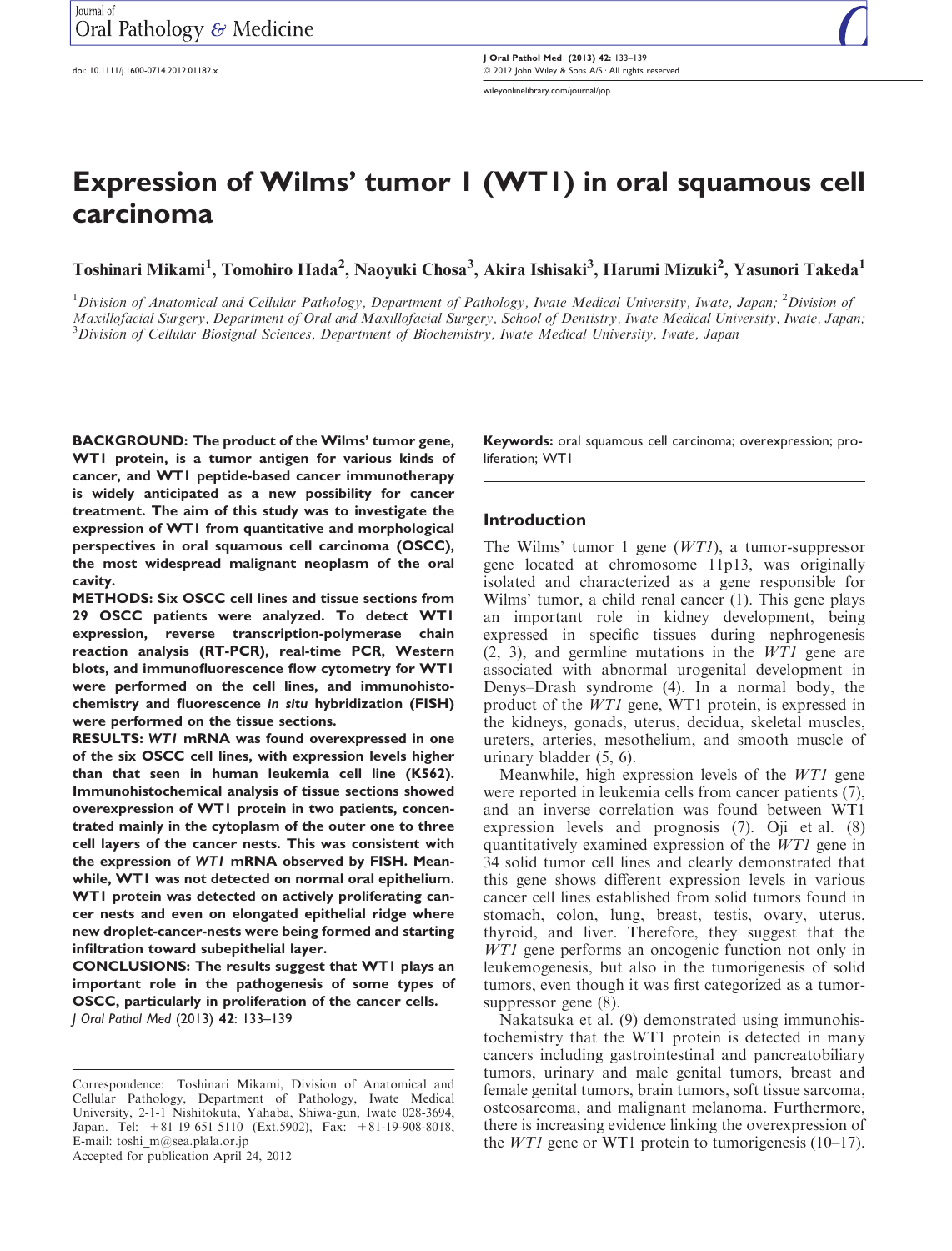# Expression of Wilms' tumor 1 (WT1) in oral squamous cell carcinoma

**Toshinari Mikami[1], Tomohiro Hada[2], Naoyuki Chosa[3], Akira Ishisaki[3], Harumi Mizuki[2], Yasunori Takeda[1]**

[1]*Division of Anatomical and Cellular Pathology, Department of Pathology, Iwate Medical University, Iwate, Japan;* [2]*Division of Maxillofacial Surgery, Department of Oral and Maxillofacial Surgery, School of Dentistry, Iwate Medical University, Iwate, Japan;* [3]*Division of Cellular Biosignal Sciences, Department of Biochemistry, Iwate Medical University, Iwate, Japan*

**BACKGROUND: The product of the Wilms' tumor gene, WT1 protein, is a tumor antigen for various kinds of cancer, and WT1 peptide-based cancer immunotherapy is widely anticipated as a new possibility for cancer treatment. The aim of this study was to investigate the expression of WT1 from quantitative and morphological perspectives in oral squamous cell carcinoma (OSCC), the most widespread malignant neoplasm of the oral cavity.**

**METHODS: Six OSCC cell lines and tissue sections from 29 OSCC patients were analyzed. To detect WT1 expression, reverse transcription-polymerase chain reaction analysis (RT-PCR), real-time PCR, Western blots, and immunofluorescence flow cytometry for WT1 were performed on the cell lines, and immunohistochemistry and fluorescence *in situ* hybridization (FISH) were performed on the tissue sections.**

**RESULTS: *WT1* mRNA was found overexpressed in one of the six OSCC cell lines, with expression levels higher than that seen in human leukemia cell line (K562). Immunohistochemical analysis of tissue sections showed overexpression of WT1 protein in two patients, concentrated mainly in the cytoplasm of the outer one to three cell layers of the cancer nests. This was consistent with the expression of *WT1* mRNA observed by FISH. Meanwhile, WT1 was not detected on normal oral epithelium. WT1 protein was detected on actively proliferating cancer nests and even on elongated epithelial ridge where new droplet-cancer-nests were being formed and starting infiltration toward subepithelial layer.**

**CONCLUSIONS: The results suggest that WT1 plays an important role in the pathogenesis of some types of OSCC, particularly in proliferation of the cancer cells.**

*J Oral Pathol Med* (2013) **42**: 133–139

**Keywords:** oral squamous cell carcinoma; overexpression; proliferation; WT1

Correspondence: Toshinari Mikami, Division of Anatomical and Cellular Pathology, Department of Pathology, Iwate Medical University, 2-1-1 Nishitokuta, Yahaba, Shiwa-gun, Iwate 028-3694, Japan. Tel: +81 19 651 5110 (Ext.5902), Fax: +81-19-908-8018, E-mail: toshi_m@sea.plala.or.jp

Accepted for publication April 24, 2012

## Introduction

The Wilms' tumor 1 gene (*WT1*), a tumor-suppressor gene located at chromosome 11p13, was originally isolated and characterized as a gene responsible for Wilms' tumor, a child renal cancer (1). This gene plays an important role in kidney development, being expressed in specific tissues during nephrogenesis (2, 3), and germline mutations in the *WT1* gene are associated with abnormal urogenital development in Denys–Drash syndrome (4). In a normal body, the product of the *WT1* gene, WT1 protein, is expressed in the kidneys, gonads, uterus, decidua, skeletal muscles, ureters, arteries, mesothelium, and smooth muscle of urinary bladder (5, 6).

Meanwhile, high expression levels of the *WT1* gene were reported in leukemia cells from cancer patients (7), and an inverse correlation was found between WT1 expression levels and prognosis (7). Oji et al. (8) quantitatively examined expression of the *WT1* gene in 34 solid tumor cell lines and clearly demonstrated that this gene shows different expression levels in various cancer cell lines established from solid tumors found in stomach, colon, lung, breast, testis, ovary, uterus, thyroid, and liver. Therefore, they suggest that the *WT1* gene performs an oncogenic function not only in leukemogenesis, but also in the tumorigenesis of solid tumors, even though it was first categorized as a tumor-suppressor gene (8).

Nakatsuka et al. (9) demonstrated using immunohistochemistry that the WT1 protein is detected in many cancers including gastrointestinal and pancreatobiliary tumors, urinary and male genital tumors, breast and female genital tumors, brain tumors, soft tissue sarcoma, osteosarcoma, and malignant melanoma. Furthermore, there is increasing evidence linking the overexpression of the *WT1* gene or WT1 protein to tumorigenesis (10–17).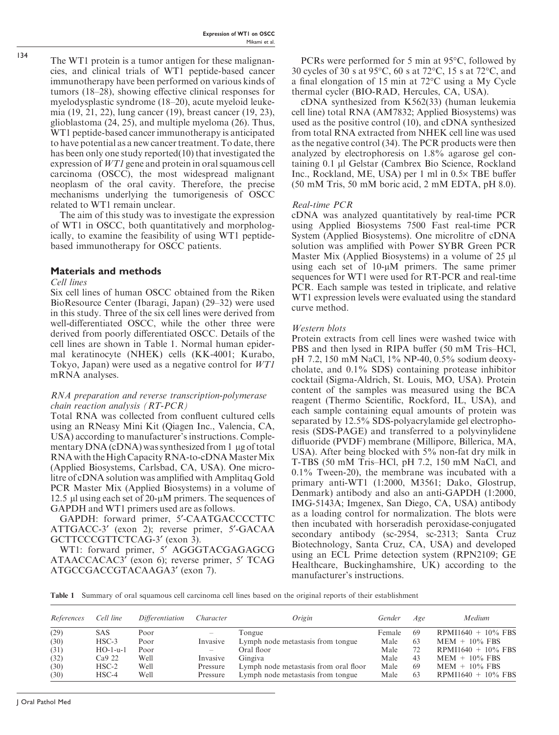The WT1 protein is a tumor antigen for these malignancies, and clinical trials of WT1 peptide-based cancer immunotherapy have been performed on various kinds of tumors (18–28), showing effective clinical responses for myelodysplastic syndrome (18–20), acute myeloid leukemia (19, 21, 22), lung cancer (19), breast cancer (19, 23), glioblastoma (24, 25), and multiple myeloma (26). Thus, WT1 peptide-based cancer immunotherapy is anticipated to have potential as a new cancer treatment. To date, there has been only one study reported(10) that investigated the expression of *WT1* gene and protein in oral squamous cell carcinoma (OSCC), the most widespread malignant neoplasm of the oral cavity. Therefore, the precise mechanisms underlying the tumorigenesis of OSCC related to WT1 remain unclear.

The aim of this study was to investigate the expression of WT1 in OSCC, both quantitatively and morphologically, to examine the feasibility of using WT1 peptide-based immunotherapy for OSCC patients.

## Materials and methods

### *Cell lines*

Six cell lines of human OSCC obtained from the Riken BioResource Center (Ibaragi, Japan) (29–32) were used in this study. Three of the six cell lines were derived from well-differentiated OSCC, while the other three were derived from poorly differentiated OSCC. Details of the cell lines are shown in Table 1. Normal human epidermal keratinocyte (NHEK) cells (KK-4001; Kurabo, Tokyo, Japan) were used as a negative control for *WT1* mRNA analyses.

### *RNA preparation and reverse transcription-polymerase chain reaction analysis (RT-PCR)*

Total RNA was collected from confluent cultured cells using an RNeasy Mini Kit (Qiagen Inc., Valencia, CA, USA) according to manufacturer's instructions. Complementary DNA (cDNA) was synthesized from 1 μg of total RNA with the High Capacity RNA-to-cDNA Master Mix (Applied Biosystems, Carlsbad, CA, USA). One microlitre of cDNA solution was amplified with Amplitaq Gold PCR Master Mix (Applied Biosystems) in a volume of 12.5 μl using each set of 20-μM primers. The sequences of GAPDH and WT1 primers used are as follows.

GAPDH: forward primer, 5′-CAATGACCCCTTC ATTGACC-3′ (exon 2); reverse primer, 5′-GACAA GCTTCCCGTTCTCAG-3′ (exon 3).

WT1: forward primer, 5′ AGGGTACGAGAGCG ATAACCACAC3′ (exon 6); reverse primer, 5′ TCAG ATGCCGACCGTACAAGA3′ (exon 7).

PCRs were performed for 5 min at 95°C, followed by 30 cycles of 30 s at 95°C, 60 s at 72°C, 15 s at 72°C, and a final elongation of 15 min at 72°C using a My Cycle thermal cycler (BIO-RAD, Hercules, CA, USA).

cDNA synthesized from K562(33) (human leukemia cell line) total RNA (AM7832; Applied Biosystems) was used as the positive control (10), and cDNA synthesized from total RNA extracted from NHEK cell line was used as the negative control (34). The PCR products were then analyzed by electrophoresis on 1.8% agarose gel containing 0.1 μl Gelstar (Cambrex Bio Science, Rockland Inc., Rockland, ME, USA) per 1 ml in 0.5× TBE buffer (50 mM Tris, 50 mM boric acid, 2 mM EDTA, pH 8.0).

### *Real-time PCR*

cDNA was analyzed quantitatively by real-time PCR using Applied Biosystems 7500 Fast real-time PCR System (Applied Biosystems). One microlitre of cDNA solution was amplified with Power SYBR Green PCR Master Mix (Applied Biosystems) in a volume of 25 μl using each set of 10-μM primers. The same primer sequences for WT1 were used for RT-PCR and real-time PCR. Each sample was tested in triplicate, and relative WT1 expression levels were evaluated using the standard curve method.

### *Western blots*

Protein extracts from cell lines were washed twice with PBS and then lysed in RIPA buffer (50 mM Tris–HCl, pH 7.2, 150 mM NaCl, 1% NP-40, 0.5% sodium deoxycholate, and 0.1% SDS) containing protease inhibitor cocktail (Sigma-Aldrich, St. Louis, MO, USA). Protein content of the samples was measured using the BCA reagent (Thermo Scientific, Rockford, IL, USA), and each sample containing equal amounts of protein was separated by 12.5% SDS-polyacrylamide gel electrophoresis (SDS-PAGE) and transferred to a polyvinylidene difluoride (PVDF) membrane (Millipore, Billerica, MA, USA). After being blocked with 5% non-fat dry milk in T-TBS (50 mM Tris–HCl, pH 7.2, 150 mM NaCl, and 0.1% Tween-20), the membrane was incubated with a primary anti-WT1 (1:2000, M3561; Dako, Glostrup, Denmark) antibody and also an anti-GAPDH (1:2000, IMG-5143A; Imgenex, San Diego, CA, USA) antibody as a loading control for normalization. The blots were then incubated with horseradish peroxidase-conjugated secondary antibody (sc-2954, sc-2313; Santa Cruz Biotechnology, Santa Cruz, CA, USA) and developed using an ECL Prime detection system (RPN2109; GE Healthcare, Buckinghamshire, UK) according to the manufacturer's instructions.

**Table 1** Summary of oral squamous cell carcinoma cell lines based on the original reports of their establishment

| *References* | *Cell line* | *Differentiation* | *Character* | *Origin* | *Gender* | *Age* | *Medium* |
|---|---|---|---|---|---|---|---|
| (29) | SAS | Poor | – | Tongue | Female | 69 | RPMI1640 + 10% FBS |
| (30) | HSC-3 | Poor | Invasive | Lymph node metastasis from tongue | Male | 63 | MEM + 10% FBS |
| (31) | HO-1-u-1 | Poor | – | Oral floor | Male | 72 | RPMI1640 + 10% FBS |
| (32) | Ca9 22 | Well | Invasive | Gingiva | Male | 43 | MEM + 10% FBS |
| (30) | HSC-2 | Well | Pressure | Lymph node metastasis from oral floor | Male | 69 | MEM + 10% FBS |
| (30) | HSC-4 | Well | Pressure | Lymph node metastasis from tongue | Male | 63 | RPMI1640 + 10% FBS |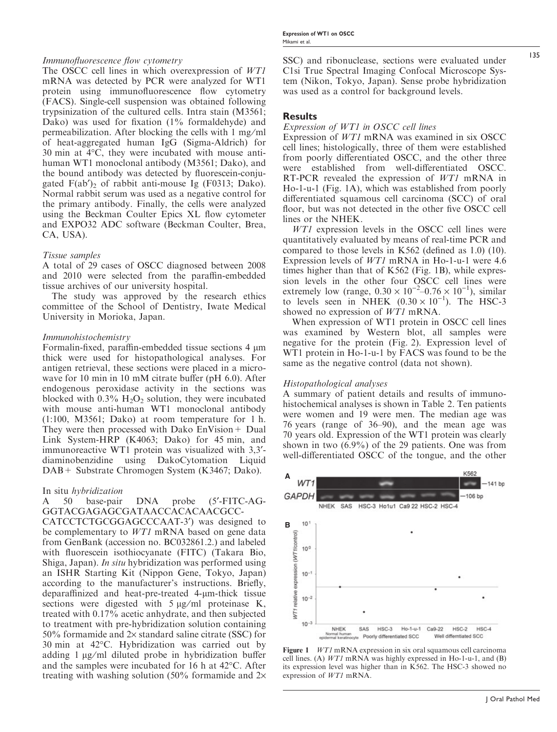*Immunofluorescence flow cytometry*

The OSCC cell lines in which overexpression of *WT1* mRNA was detected by PCR were analyzed for WT1 protein using immunofluorescence flow cytometry (FACS). Single-cell suspension was obtained following trypsinization of the cultured cells. Intra stain (M3561; Dako) was used for fixation (1% formaldehyde) and permeabilization. After blocking the cells with 1 mg/ml of heat-aggregated human IgG (Sigma-Aldrich) for 30 min at 4°C, they were incubated with mouse anti-human WT1 monoclonal antibody (M3561; Dako), and the bound antibody was detected by fluorescein-conjugated $F(ab')_2$ of rabbit anti-mouse Ig (F0313; Dako). Normal rabbit serum was used as a negative control for the primary antibody. Finally, the cells were analyzed using the Beckman Coulter Epics XL flow cytometer and EXPO32 ADC software (Beckman Coulter, Brea, CA, USA).

*Tissue samples*

A total of 29 cases of OSCC diagnosed between 2008 and 2010 were selected from the paraffin-embedded tissue archives of our university hospital.

The study was approved by the research ethics committee of the School of Dentistry, Iwate Medical University in Morioka, Japan.

*Immunohistochemistry*

Formalin-fixed, paraffin-embedded tissue sections 4 μm thick were used for histopathological analyses. For antigen retrieval, these sections were placed in a microwave for 10 min in 10 mM citrate buffer (pH 6.0). After endogenous peroxidase activity in the sections was blocked with 0.3% $H_2O_2$ solution, they were incubated with mouse anti-human WT1 monoclonal antibody (1:100, M3561; Dako) at room temperature for 1 h. They were then processed with Dako EnVision+ Dual Link System-HRP (K4063; Dako) for 45 min, and immunoreactive WT1 protein was visualized with 3,3′-diaminobenzidine using DakoCytomation Liquid DAB+ Substrate Chromogen System (K3467; Dako).

In situ *hybridization*

A 50 base-pair DNA probe (5′-FITC-AG-GGTACGAGAGCGATAACCACACAACGCC-CATCCTCTGCGGAGCCCAAT-3′) was designed to be complementary to *WT1* mRNA based on gene data from GenBank (accession no. BC032861.2.) and labeled with fluorescein isothiocyanate (FITC) (Takara Bio, Shiga, Japan). *In situ* hybridization was performed using an ISHR Starting Kit (Nippon Gene, Tokyo, Japan) according to the manufacturer's instructions. Briefly, deparaffinized and heat-pre-treated 4-μm-thick tissue sections were digested with 5 μg/ml proteinase K, treated with 0.17% acetic anhydrate, and then subjected to treatment with pre-hybridization solution containing 50% formamide and 2× standard saline citrate (SSC) for 30 min at 42°C. Hybridization was carried out by adding 1 μg/ml diluted probe in hybridization buffer and the samples were incubated for 16 h at 42°C. After treating with washing solution (50% formamide and 2× SSC) and ribonuclease, sections were evaluated under C1si True Spectral Imaging Confocal Microscope System (Nikon, Tokyo, Japan). Sense probe hybridization was used as a control for background levels.

## Results

*Expression of WT1 in OSCC cell lines*

Expression of *WT1* mRNA was examined in six OSCC cell lines; histologically, three of them were established from poorly differentiated OSCC, and the other three were established from well-differentiated OSCC. RT-PCR revealed the expression of *WT1* mRNA in Ho-1-u-1 (Fig. 1A), which was established from poorly differentiated squamous cell carcinoma (SCC) of oral floor, but was not detected in the other five OSCC cell lines or the NHEK.

*WT1* expression levels in the OSCC cell lines were quantitatively evaluated by means of real-time PCR and compared to those levels in K562 (defined as 1.0) (10). Expression levels of *WT1* mRNA in Ho-1-u-1 were 4.6 times higher than that of K562 (Fig. 1B), while expression levels in the other four OSCC cell lines were extremely low (range, $0.30 \times 10^{-2}$–$0.76 \times 10^{-1}$), similar to levels seen in NHEK ($0.30 \times 10^{-1}$). The HSC-3 showed no expression of *WT1* mRNA.

When expression of WT1 protein in OSCC cell lines was examined by Western blot, all samples were negative for the protein (Fig. 2). Expression level of WT1 protein in Ho-1-u-1 by FACS was found to be the same as the negative control (data not shown).

*Histopathological analyses*

A summary of patient details and results of immunohistochemical analyses is shown in Table 2. Ten patients were women and 19 were men. The median age was 76 years (range of 36–90), and the mean age was 70 years old. Expression of the WT1 protein was clearly shown in two (6.9%) of the 29 patients. One was from well-differentiated OSCC of the tongue, and the other

**Figure 1** *WT1* mRNA expression in six oral squamous cell carcinoma cell lines. (A) *WT1* mRNA was highly expressed in Ho-1-u-1, and (B) its expression level was higher than in K562. The HSC-3 showed no expression of *WT1* mRNA.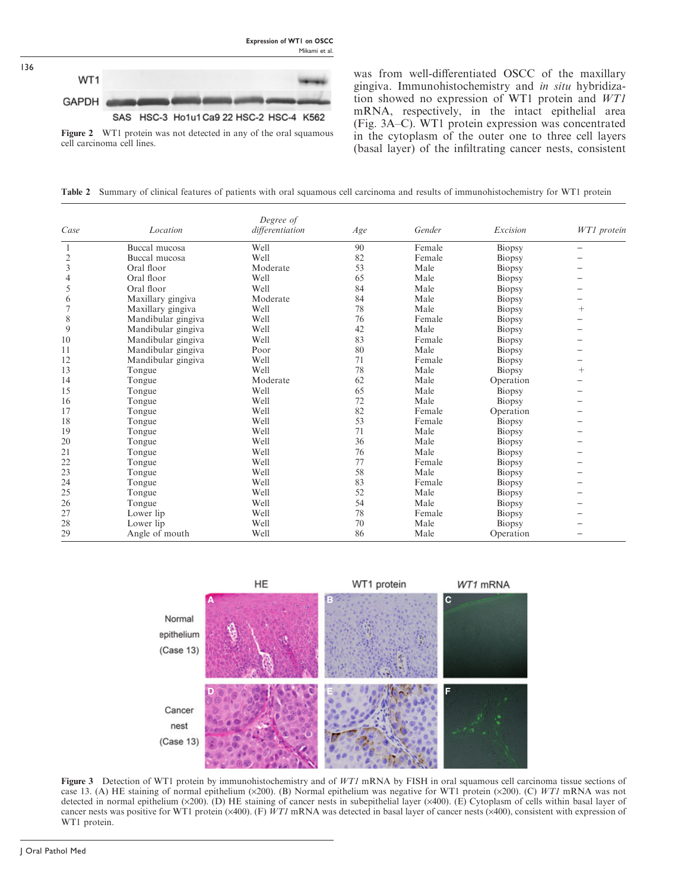Figure 2 WT1 protein was not detected in any of the oral squamous cell carcinoma cell lines.

was from well-differentiated OSCC of the maxillary gingiva. Immunohistochemistry and *in situ* hybridization showed no expression of WT1 protein and *WT1* mRNA, respectively, in the intact epithelial area (Fig. 3A–C). WT1 protein expression was concentrated in the cytoplasm of the outer one to three cell layers (basal layer) of the infiltrating cancer nests, consistent

**Table 2** Summary of clinical features of patients with oral squamous cell carcinoma and results of immunohistochemistry for WT1 protein

| *Case* | *Location* | *Degree of differentiation* | *Age* | *Gender* | *Excision* | *WT1 protein* |
|---|---|---|---|---|---|---|
| 1 | Buccal mucosa | Well | 90 | Female | Biopsy | − |
| 2 | Buccal mucosa | Well | 82 | Female | Biopsy | − |
| 3 | Oral floor | Moderate | 53 | Male | Biopsy | − |
| 4 | Oral floor | Well | 65 | Male | Biopsy | − |
| 5 | Oral floor | Well | 84 | Male | Biopsy | − |
| 6 | Maxillary gingiva | Moderate | 84 | Male | Biopsy | − |
| 7 | Maxillary gingiva | Well | 78 | Male | Biopsy | + |
| 8 | Mandibular gingiva | Well | 76 | Female | Biopsy | − |
| 9 | Mandibular gingiva | Well | 42 | Male | Biopsy | − |
| 10 | Mandibular gingiva | Well | 83 | Female | Biopsy | − |
| 11 | Mandibular gingiva | Poor | 80 | Male | Biopsy | − |
| 12 | Mandibular gingiva | Well | 71 | Female | Biopsy | − |
| 13 | Tongue | Well | 78 | Male | Biopsy | + |
| 14 | Tongue | Moderate | 62 | Male | Operation | − |
| 15 | Tongue | Well | 65 | Male | Biopsy | − |
| 16 | Tongue | Well | 72 | Male | Biopsy | − |
| 17 | Tongue | Well | 82 | Female | Operation | − |
| 18 | Tongue | Well | 53 | Female | Biopsy | − |
| 19 | Tongue | Well | 71 | Male | Biopsy | − |
| 20 | Tongue | Well | 36 | Male | Biopsy | − |
| 21 | Tongue | Well | 76 | Male | Biopsy | − |
| 22 | Tongue | Well | 77 | Female | Biopsy | − |
| 23 | Tongue | Well | 58 | Male | Biopsy | − |
| 24 | Tongue | Well | 83 | Female | Biopsy | − |
| 25 | Tongue | Well | 52 | Male | Biopsy | − |
| 26 | Tongue | Well | 54 | Male | Biopsy | − |
| 27 | Lower lip | Well | 78 | Female | Biopsy | − |
| 28 | Lower lip | Well | 70 | Male | Biopsy | − |
| 29 | Angle of mouth | Well | 86 | Male | Operation | − |

**Figure 3** Detection of WT1 protein by immunohistochemistry and of *WT1* mRNA by FISH in oral squamous cell carcinoma tissue sections of case 13. (A) HE staining of normal epithelium (×200). (B) Normal epithelium was negative for WT1 protein (×200). (C) *WT1* mRNA was not detected in normal epithelium (×200). (D) HE staining of cancer nests in subepithelial layer (×400). (E) Cytoplasm of cells within basal layer of cancer nests was positive for WT1 protein (×400). (F) *WT1* mRNA was detected in basal layer of cancer nests (×400), consistent with expression of WT1 protein.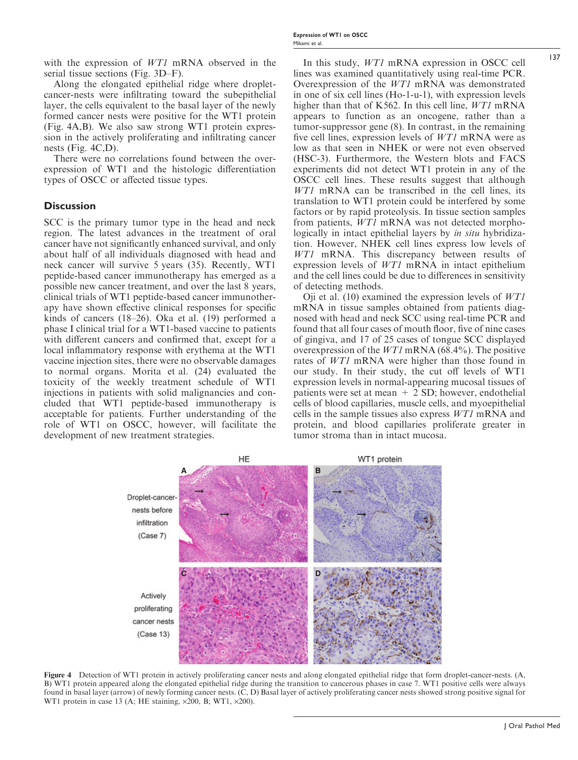with the expression of *WT1* mRNA observed in the serial tissue sections (Fig. 3D–F).

Along the elongated epithelial ridge where droplet-cancer-nests were infiltrating toward the subepithelial layer, the cells equivalent to the basal layer of the newly formed cancer nests were positive for the WT1 protein (Fig. 4A,B). We also saw strong WT1 protein expression in the actively proliferating and infiltrating cancer nests (Fig. 4C,D).

There were no correlations found between the overexpression of WT1 and the histologic differentiation types of OSCC or affected tissue types.

## Discussion

SCC is the primary tumor type in the head and neck region. The latest advances in the treatment of oral cancer have not significantly enhanced survival, and only about half of all individuals diagnosed with head and neck cancer will survive 5 years (35). Recently, WT1 peptide-based cancer immunotherapy has emerged as a possible new cancer treatment, and over the last 8 years, clinical trials of WT1 peptide-based cancer immunotherapy have shown effective clinical responses for specific kinds of cancers (18–26). Oka et al. (19) performed a phase I clinical trial for a WT1-based vaccine to patients with different cancers and confirmed that, except for a local inflammatory response with erythema at the WT1 vaccine injection sites, there were no observable damages to normal organs. Morita et al. (24) evaluated the toxicity of the weekly treatment schedule of WT1 injections in patients with solid malignancies and concluded that WT1 peptide-based immunotherapy is acceptable for patients. Further understanding of the role of WT1 on OSCC, however, will facilitate the development of new treatment strategies.

In this study, *WT1* mRNA expression in OSCC cell lines was examined quantitatively using real-time PCR. Overexpression of the *WT1* mRNA was demonstrated in one of six cell lines (Ho-1-u-1), with expression levels higher than that of K562. In this cell line, *WT1* mRNA appears to function as an oncogene, rather than a tumor-suppressor gene (8). In contrast, in the remaining five cell lines, expression levels of *WT1* mRNA were as low as that seen in NHEK or were not even observed (HSC-3). Furthermore, the Western blots and FACS experiments did not detect WT1 protein in any of the OSCC cell lines. These results suggest that although *WT1* mRNA can be transcribed in the cell lines, its translation to WT1 protein could be interfered by some factors or by rapid proteolysis. In tissue section samples from patients, *WT1* mRNA was not detected morphologically in intact epithelial layers by *in situ* hybridization. However, NHEK cell lines express low levels of *WT1* mRNA. This discrepancy between results of expression levels of *WT1* mRNA in intact epithelium and the cell lines could be due to differences in sensitivity of detecting methods.

Oji et al. (10) examined the expression levels of *WT1* mRNA in tissue samples obtained from patients diagnosed with head and neck SCC using real-time PCR and found that all four cases of mouth floor, five of nine cases of gingiva, and 17 of 25 cases of tongue SCC displayed overexpression of the *WT1* mRNA (68.4%). The positive rates of *WT1* mRNA were higher than those found in our study. In their study, the cut off levels of WT1 expression levels in normal-appearing mucosal tissues of patients were set at mean + 2 SD; however, endothelial cells of blood capillaries, muscle cells, and myoepithelial cells in the sample tissues also express *WT1* mRNA and protein, and blood capillaries proliferate greater in tumor stroma than in intact mucosa.

**Figure 4** Detection of WT1 protein in actively proliferating cancer nests and along elongated epithelial ridge that form droplet-cancer-nests. (A, B) WT1 protein appeared along the elongated epithelial ridge during the transition to cancerous phases in case 7. WT1 positive cells were always found in basal layer (arrow) of newly forming cancer nests. (C, D) Basal layer of actively proliferating cancer nests showed strong positive signal for WT1 protein in case 13 (A; HE staining, ×200, B; WT1, ×200).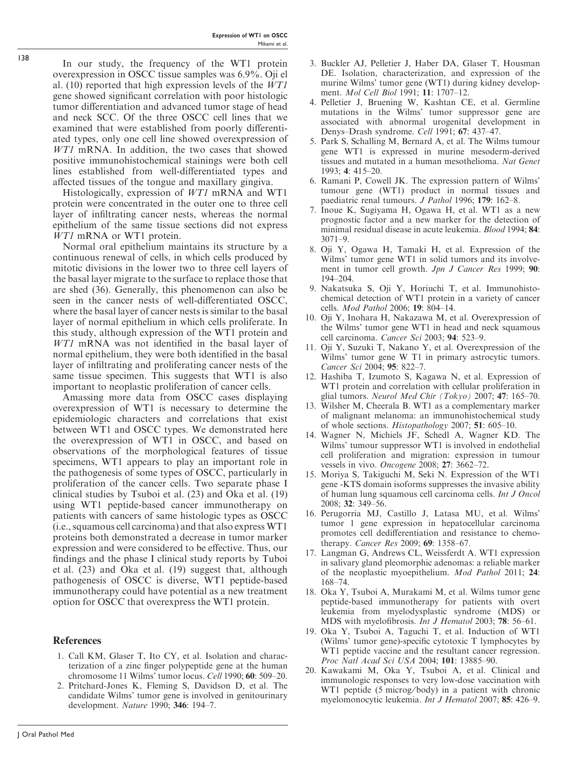In our study, the frequency of the WT1 protein overexpression in OSCC tissue samples was 6.9%. Oji el al. (10) reported that high expression levels of the *WT1* gene showed significant correlation with poor histologic tumor differentiation and advanced tumor stage of head and neck SCC. Of the three OSCC cell lines that we examined that were established from poorly differentiated types, only one cell line showed overexpression of *WT1* mRNA. In addition, the two cases that showed positive immunohistochemical stainings were both cell lines established from well-differentiated types and affected tissues of the tongue and maxillary gingiva.

Histologically, expression of *WT1* mRNA and WT1 protein were concentrated in the outer one to three cell layer of infiltrating cancer nests, whereas the normal epithelium of the same tissue sections did not express *WT1* mRNA or WT1 protein.

Normal oral epithelium maintains its structure by a continuous renewal of cells, in which cells produced by mitotic divisions in the lower two to three cell layers of the basal layer migrate to the surface to replace those that are shed (36). Generally, this phenomenon can also be seen in the cancer nests of well-differentiated OSCC, where the basal layer of cancer nests is similar to the basal layer of normal epithelium in which cells proliferate. In this study, although expression of the WT1 protein and *WT1* mRNA was not identified in the basal layer of normal epithelium, they were both identified in the basal layer of infiltrating and proliferating cancer nests of the same tissue specimen. This suggests that WT1 is also important to neoplastic proliferation of cancer cells.

Amassing more data from OSCC cases displaying overexpression of WT1 is necessary to determine the epidemiologic characters and correlations that exist between WT1 and OSCC types. We demonstrated here the overexpression of WT1 in OSCC, and based on observations of the morphological features of tissue specimens, WT1 appears to play an important role in the pathogenesis of some types of OSCC, particularly in proliferation of the cancer cells. Two separate phase I clinical studies by Tsuboi et al. (23) and Oka et al. (19) using WT1 peptide-based cancer immunotherapy on patients with cancers of same histologic types as OSCC (i.e., squamous cell carcinoma) and that also express WT1 proteins both demonstrated a decrease in tumor marker expression and were considered to be effective. Thus, our findings and the phase I clinical study reports by Tuboi et al. (23) and Oka et al. (19) suggest that, although pathogenesis of OSCC is diverse, WT1 peptide-based immunotherapy could have potential as a new treatment option for OSCC that overexpress the WT1 protein.

## References

1. Call KM, Glaser T, Ito CY, et al. Isolation and characterization of a zinc finger polypeptide gene at the human chromosome 11 Wilms' tumor locus. *Cell* 1990; **60**: 509–20.
2. Pritchard-Jones K, Fleming S, Davidson D, et al. The candidate Wilms' tumor gene is involved in genitourinary development. *Nature* 1990; **346**: 194–7.
3. Buckler AJ, Pelletier J, Haber DA, Glaser T, Housman DE. Isolation, characterization, and expression of the murine Wilms' tumor gene (WT1) during kidney development. *Mol Cell Biol* 1991; **11**: 1707–12.
4. Pelletier J, Bruening W, Kashtan CE, et al. Germline mutations in the Wilms' tumor suppressor gene are associated with abnormal urogenital development in Denys–Drash syndrome. *Cell* 1991; **67**: 437–47.
5. Park S, Schalling M, Bernard A, et al. The Wilms tumour gene WT1 is expressed in murine mesoderm-derived tissues and mutated in a human mesothelioma. *Nat Genet* 1993; **4**: 415–20.
6. Ramani P, Cowell JK. The expression pattern of Wilms' tumour gene (WT1) product in normal tissues and paediatric renal tumours. *J Pathol* 1996; **179**: 162–8.
7. Inoue K, Sugiyama H, Ogawa H, et al. WT1 as a new prognostic factor and a new marker for the detection of minimal residual disease in acute leukemia. *Blood* 1994; **84**: 3071–9.
8. Oji Y, Ogawa H, Tamaki H, et al. Expression of the Wilms' tumor gene WT1 in solid tumors and its involvement in tumor cell growth. *Jpn J Cancer Res* 1999; **90**: 194–204.
9. Nakatsuka S, Oji Y, Horiuchi T, et al. Immunohistochemical detection of WT1 protein in a variety of cancer cells. *Mod Pathol* 2006; **19**: 804–14.
10. Oji Y, Inohara H, Nakazawa M, et al. Overexpression of the Wilms' tumor gene WT1 in head and neck squamous cell carcinoma. *Cancer Sci* 2003; **94**: 523–9.
11. Oji Y, Suzuki T, Nakano Y, et al. Overexpression of the Wilms' tumor gene W T1 in primary astrocytic tumors. *Cancer Sci* 2004; **95**: 822–7.
12. Hashiba T, Izumoto S, Kagawa N, et al. Expression of WT1 protein and correlation with cellular proliferation in glial tumors. *Neurol Med Chir (Tokyo)* 2007; **47**: 165–70.
13. Wilsher M, Cheerala B. WT1 as a complementary marker of malignant melanoma: an immunohistochemical study of whole sections. *Histopathology* 2007; **51**: 605–10.
14. Wagner N, Michiels JF, Schedl A, Wagner KD. The Wilms' tumour suppressor WT1 is involved in endothelial cell proliferation and migration: expression in tumour vessels in vivo. *Oncogene* 2008; **27**: 3662–72.
15. Moriya S, Takiguchi M, Seki N. Expression of the WT1 gene -KTS domain isoforms suppresses the invasive ability of human lung squamous cell carcinoma cells. *Int J Oncol* 2008; **32**: 349–56.
16. Perugorria MJ, Castillo J, Latasa MU, et al. Wilms' tumor 1 gene expression in hepatocellular carcinoma promotes cell dedifferentiation and resistance to chemotherapy. *Cancer Res* 2009; **69**: 1358–67.
17. Langman G, Andrews CL, Weissferdt A. WT1 expression in salivary gland pleomorphic adenomas: a reliable marker of the neoplastic myoepithelium. *Mod Pathol* 2011; **24**: 168–74.
18. Oka Y, Tsuboi A, Murakami M, et al. Wilms tumor gene peptide-based immunotherapy for patients with overt leukemia from myelodysplastic syndrome (MDS) or MDS with myelofibrosis. *Int J Hematol* 2003; **78**: 56–61.
19. Oka Y, Tsuboi A, Taguchi T, et al. Induction of WT1 (Wilms' tumor gene)-specific cytotoxic T lymphocytes by WT1 peptide vaccine and the resultant cancer regression. *Proc Natl Acad Sci USA* 2004; **101**: 13885–90.
20. Kawakami M, Oka Y, Tsuboi A, et al. Clinical and immunologic responses to very low-dose vaccination with WT1 peptide (5 microg/body) in a patient with chronic myelomonocytic leukemia. *Int J Hematol* 2007; **85**: 426–9.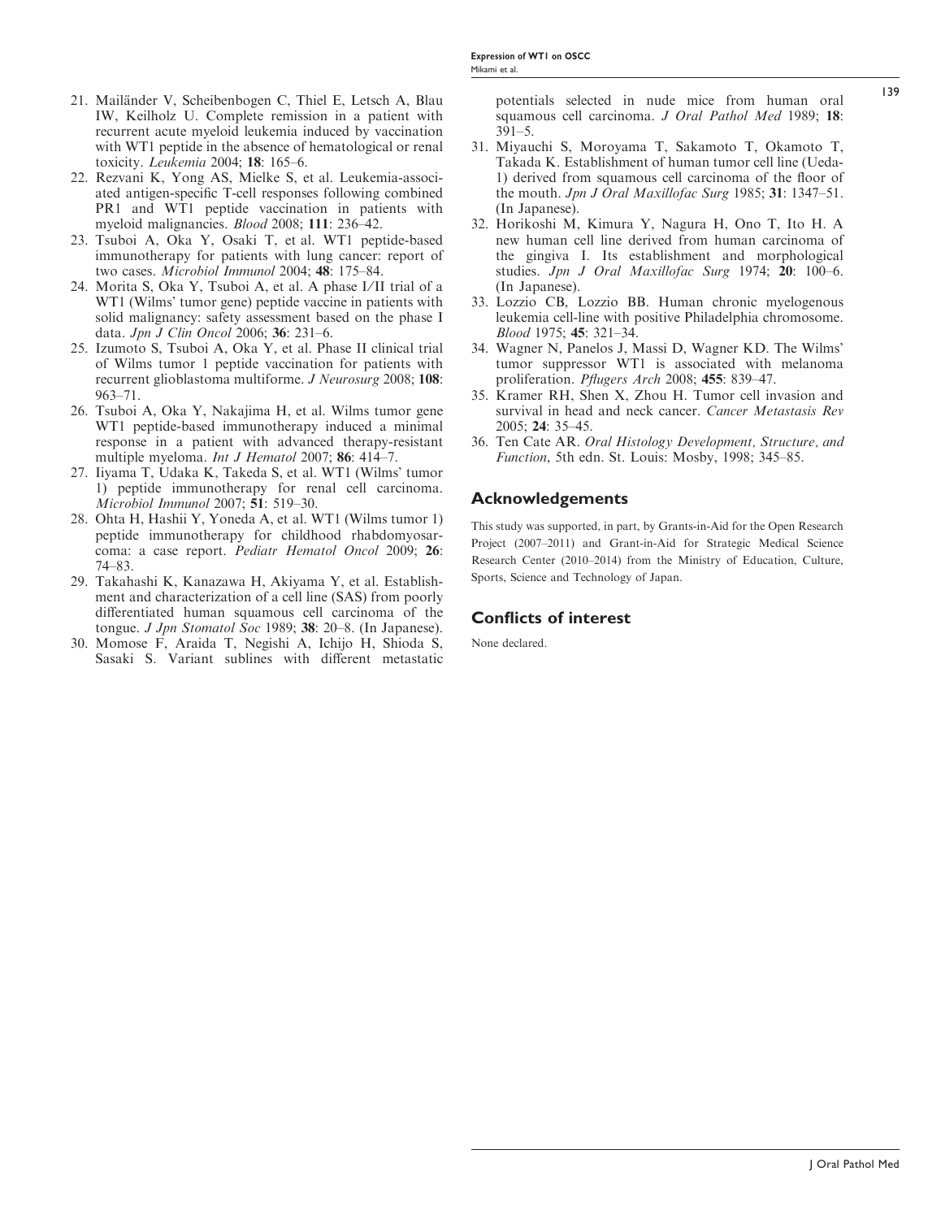21. Mailänder V, Scheibenbogen C, Thiel E, Letsch A, Blau IW, Keilholz U. Complete remission in a patient with recurrent acute myeloid leukemia induced by vaccination with WT1 peptide in the absence of hematological or renal toxicity. *Leukemia* 2004; **18**: 165–6.
22. Rezvani K, Yong AS, Mielke S, et al. Leukemia-associated antigen-specific T-cell responses following combined PR1 and WT1 peptide vaccination in patients with myeloid malignancies. *Blood* 2008; **111**: 236–42.
23. Tsuboi A, Oka Y, Osaki T, et al. WT1 peptide-based immunotherapy for patients with lung cancer: report of two cases. *Microbiol Immunol* 2004; **48**: 175–84.
24. Morita S, Oka Y, Tsuboi A, et al. A phase I/II trial of a WT1 (Wilms' tumor gene) peptide vaccine in patients with solid malignancy: safety assessment based on the phase I data. *Jpn J Clin Oncol* 2006; **36**: 231–6.
25. Izumoto S, Tsuboi A, Oka Y, et al. Phase II clinical trial of Wilms tumor 1 peptide vaccination for patients with recurrent glioblastoma multiforme. *J Neurosurg* 2008; **108**: 963–71.
26. Tsuboi A, Oka Y, Nakajima H, et al. Wilms tumor gene WT1 peptide-based immunotherapy induced a minimal response in a patient with advanced therapy-resistant multiple myeloma. *Int J Hematol* 2007; **86**: 414–7.
27. Iiyama T, Udaka K, Takeda S, et al. WT1 (Wilms' tumor 1) peptide immunotherapy for renal cell carcinoma. *Microbiol Immunol* 2007; **51**: 519–30.
28. Ohta H, Hashii Y, Yoneda A, et al. WT1 (Wilms tumor 1) peptide immunotherapy for childhood rhabdomyosarcoma: a case report. *Pediatr Hematol Oncol* 2009; **26**: 74–83.
29. Takahashi K, Kanazawa H, Akiyama Y, et al. Establishment and characterization of a cell line (SAS) from poorly differentiated human squamous cell carcinoma of the tongue. *J Jpn Stomatol Soc* 1989; **38**: 20–8. (In Japanese).
30. Momose F, Araida T, Negishi A, Ichijo H, Shioda S, Sasaki S. Variant sublines with different metastatic potentials selected in nude mice from human oral squamous cell carcinoma. *J Oral Pathol Med* 1989; **18**: 391–5.
31. Miyauchi S, Moroyama T, Sakamoto T, Okamoto T, Takada K. Establishment of human tumor cell line (Ueda-1) derived from squamous cell carcinoma of the floor of the mouth. *Jpn J Oral Maxillofac Surg* 1985; **31**: 1347–51. (In Japanese).
32. Horikoshi M, Kimura Y, Nagura H, Ono T, Ito H. A new human cell line derived from human carcinoma of the gingiva I. Its establishment and morphological studies. *Jpn J Oral Maxillofac Surg* 1974; **20**: 100–6. (In Japanese).
33. Lozzio CB, Lozzio BB. Human chronic myelogenous leukemia cell-line with positive Philadelphia chromosome. *Blood* 1975; **45**: 321–34.
34. Wagner N, Panelos J, Massi D, Wagner KD. The Wilms' tumor suppressor WT1 is associated with melanoma proliferation. *Pflugers Arch* 2008; **455**: 839–47.
35. Kramer RH, Shen X, Zhou H. Tumor cell invasion and survival in head and neck cancer. *Cancer Metastasis Rev* 2005; **24**: 35–45.
36. Ten Cate AR. *Oral Histology Development, Structure, and Function*, 5th edn. St. Louis: Mosby, 1998; 345–85.

## Acknowledgements

This study was supported, in part, by Grants-in-Aid for the Open Research Project (2007–2011) and Grant-in-Aid for Strategic Medical Science Research Center (2010–2014) from the Ministry of Education, Culture, Sports, Science and Technology of Japan.

## Conflicts of interest

None declared.